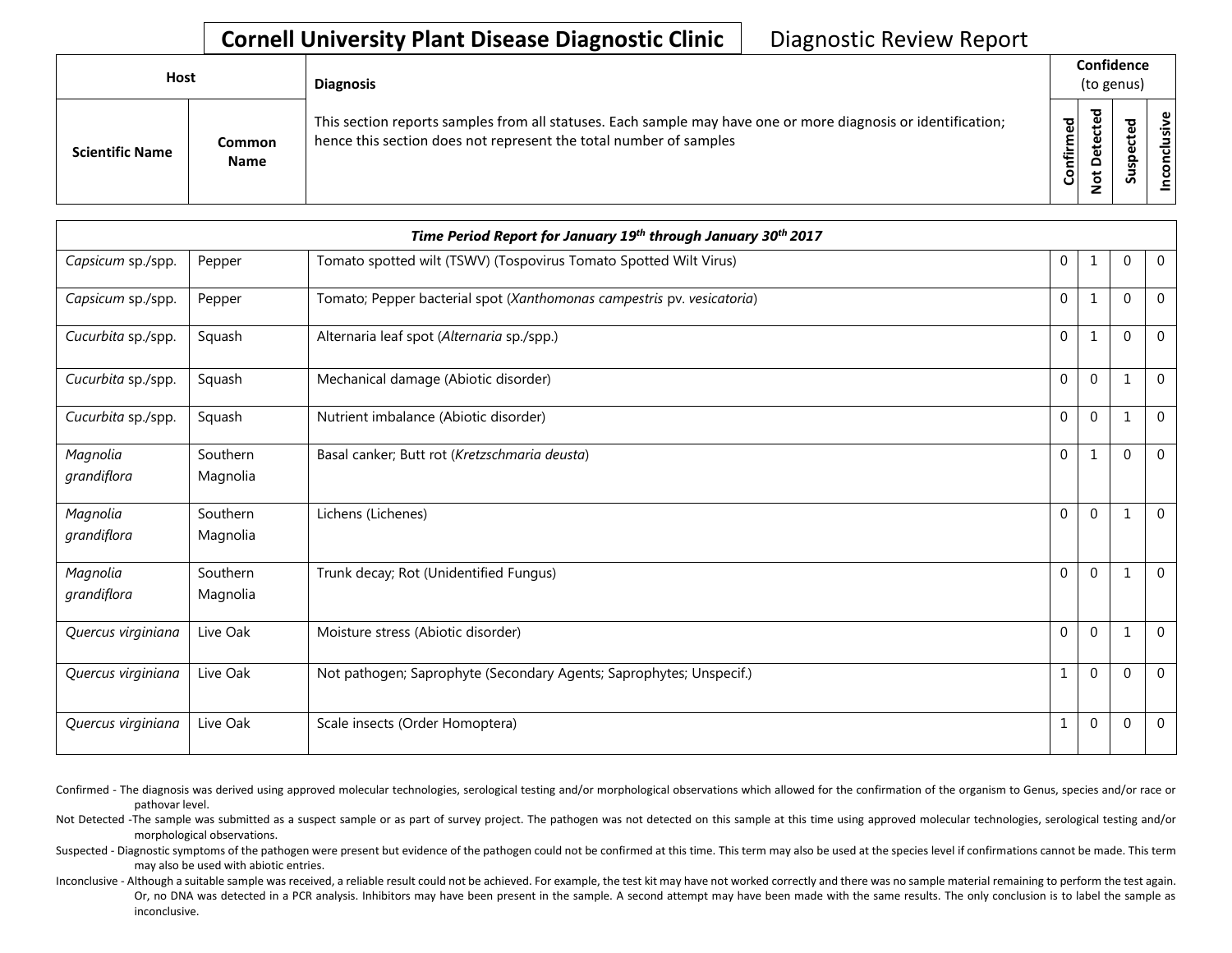# Cornell University Plant Disease Diagnostic Clinic

Diagnostic Review Report

| Host | | Diagnosis | Confidence (to genus) | | | |
|---|---|---|---|---|---|---|
| Scientific Name | Common Name | This section reports samples from all statuses. Each sample may have one or more diagnosis or identification; hence this section does not represent the total number of samples | Confirmed | Not Detected | Suspected | Inconclusive |

| | | | | | | |
|---|---|---|---|---|---|---|
| ***Time Period Report for January 19th through January 30th 2017*** | | | | | | |
| *Capsicum* sp./spp. | Pepper | Tomato spotted wilt (TSWV) (Tospovirus Tomato Spotted Wilt Virus) | 0 | 1 | 0 | 0 |
| *Capsicum* sp./spp. | Pepper | Tomato; Pepper bacterial spot (*Xanthomonas campestris* pv. *vesicatoria*) | 0 | 1 | 0 | 0 |
| *Cucurbita* sp./spp. | Squash | Alternaria leaf spot (*Alternaria* sp./spp.) | 0 | 1 | 0 | 0 |
| *Cucurbita* sp./spp. | Squash | Mechanical damage (Abiotic disorder) | 0 | 0 | 1 | 0 |
| *Cucurbita* sp./spp. | Squash | Nutrient imbalance (Abiotic disorder) | 0 | 0 | 1 | 0 |
| *Magnolia grandiflora* | Southern Magnolia | Basal canker; Butt rot (*Kretzschmaria deusta*) | 0 | 1 | 0 | 0 |
| *Magnolia grandiflora* | Southern Magnolia | Lichens (Lichenes) | 0 | 0 | 1 | 0 |
| *Magnolia grandiflora* | Southern Magnolia | Trunk decay; Rot (Unidentified Fungus) | 0 | 0 | 1 | 0 |
| *Quercus virginiana* | Live Oak | Moisture stress (Abiotic disorder) | 0 | 0 | 1 | 0 |
| *Quercus virginiana* | Live Oak | Not pathogen; Saprophyte (Secondary Agents; Saprophytes; Unspecif.) | 1 | 0 | 0 | 0 |
| *Quercus virginiana* | Live Oak | Scale insects (Order Homoptera) | 1 | 0 | 0 | 0 |

Confirmed - The diagnosis was derived using approved molecular technologies, serological testing and/or morphological observations which allowed for the confirmation of the organism to Genus, species and/or race or pathovar level.

Not Detected -The sample was submitted as a suspect sample or as part of survey project. The pathogen was not detected on this sample at this time using approved molecular technologies, serological testing and/or morphological observations.

Suspected - Diagnostic symptoms of the pathogen were present but evidence of the pathogen could not be confirmed at this time. This term may also be used at the species level if confirmations cannot be made. This term may also be used with abiotic entries.

Inconclusive - Although a suitable sample was received, a reliable result could not be achieved. For example, the test kit may have not worked correctly and there was no sample material remaining to perform the test again. Or, no DNA was detected in a PCR analysis. Inhibitors may have been present in the sample. A second attempt may have been made with the same results. The only conclusion is to label the sample as inconclusive.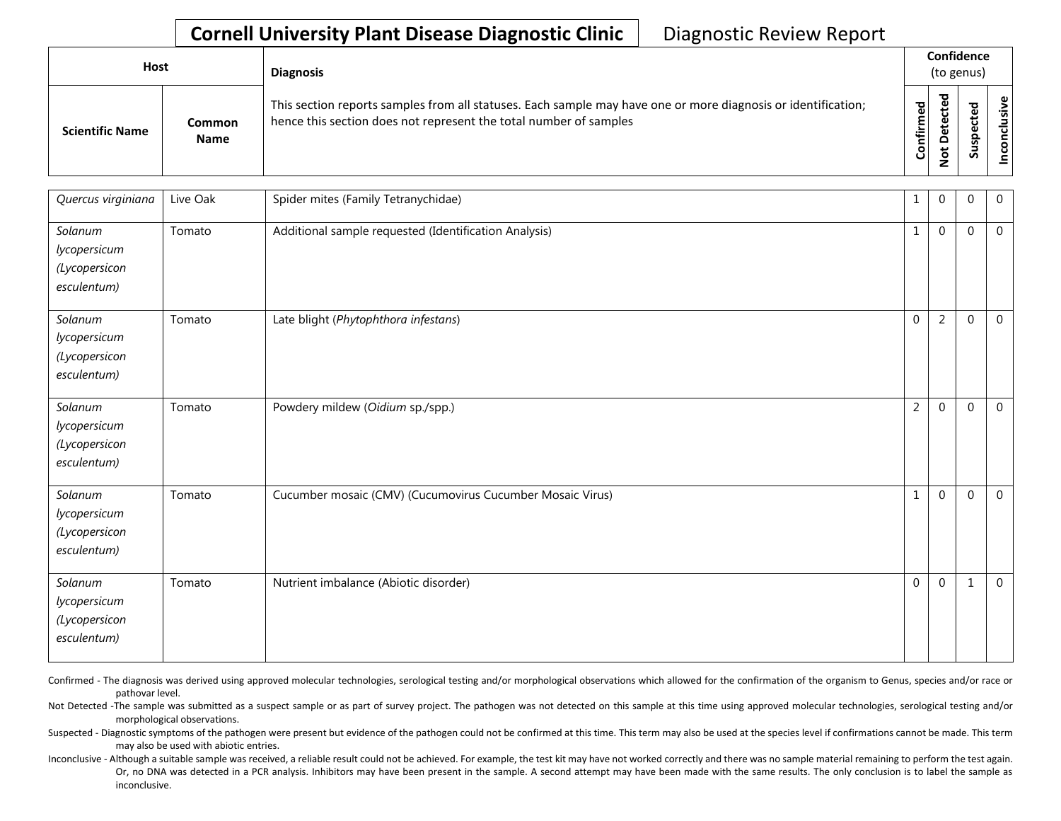# Cornell University Plant Disease Diagnostic Clinic — Diagnostic Review Report

| Host | | Diagnosis | Confidence (to genus) | | | |
|---|---|---|---|---|---|---|
| Scientific Name | Common Name | This section reports samples from all statuses. Each sample may have one or more diagnosis or identification; hence this section does not represent the total number of samples | Confirmed | Not Detected | Suspected | Inconclusive |
| *Quercus virginiana* | Live Oak | Spider mites (Family Tetranychidae) | 1 | 0 | 0 | 0 |
| *Solanum lycopersicum (Lycopersicon esculentum)* | Tomato | Additional sample requested (Identification Analysis) | 1 | 0 | 0 | 0 |
| *Solanum lycopersicum (Lycopersicon esculentum)* | Tomato | Late blight (*Phytophthora infestans*) | 0 | 2 | 0 | 0 |
| *Solanum lycopersicum (Lycopersicon esculentum)* | Tomato | Powdery mildew (*Oidium* sp./spp.) | 2 | 0 | 0 | 0 |
| *Solanum lycopersicum (Lycopersicon esculentum)* | Tomato | Cucumber mosaic (CMV) (Cucumovirus Cucumber Mosaic Virus) | 1 | 0 | 0 | 0 |
| *Solanum lycopersicum (Lycopersicon esculentum)* | Tomato | Nutrient imbalance (Abiotic disorder) | 0 | 0 | 1 | 0 |

Confirmed - The diagnosis was derived using approved molecular technologies, serological testing and/or morphological observations which allowed for the confirmation of the organism to Genus, species and/or race or pathovar level.

Not Detected -The sample was submitted as a suspect sample or as part of survey project. The pathogen was not detected on this sample at this time using approved molecular technologies, serological testing and/or morphological observations.

Suspected - Diagnostic symptoms of the pathogen were present but evidence of the pathogen could not be confirmed at this time. This term may also be used at the species level if confirmations cannot be made. This term may also be used with abiotic entries.

Inconclusive - Although a suitable sample was received, a reliable result could not be achieved. For example, the test kit may have not worked correctly and there was no sample material remaining to perform the test again. Or, no DNA was detected in a PCR analysis. Inhibitors may have been present in the sample. A second attempt may have been made with the same results. The only conclusion is to label the sample as inconclusive.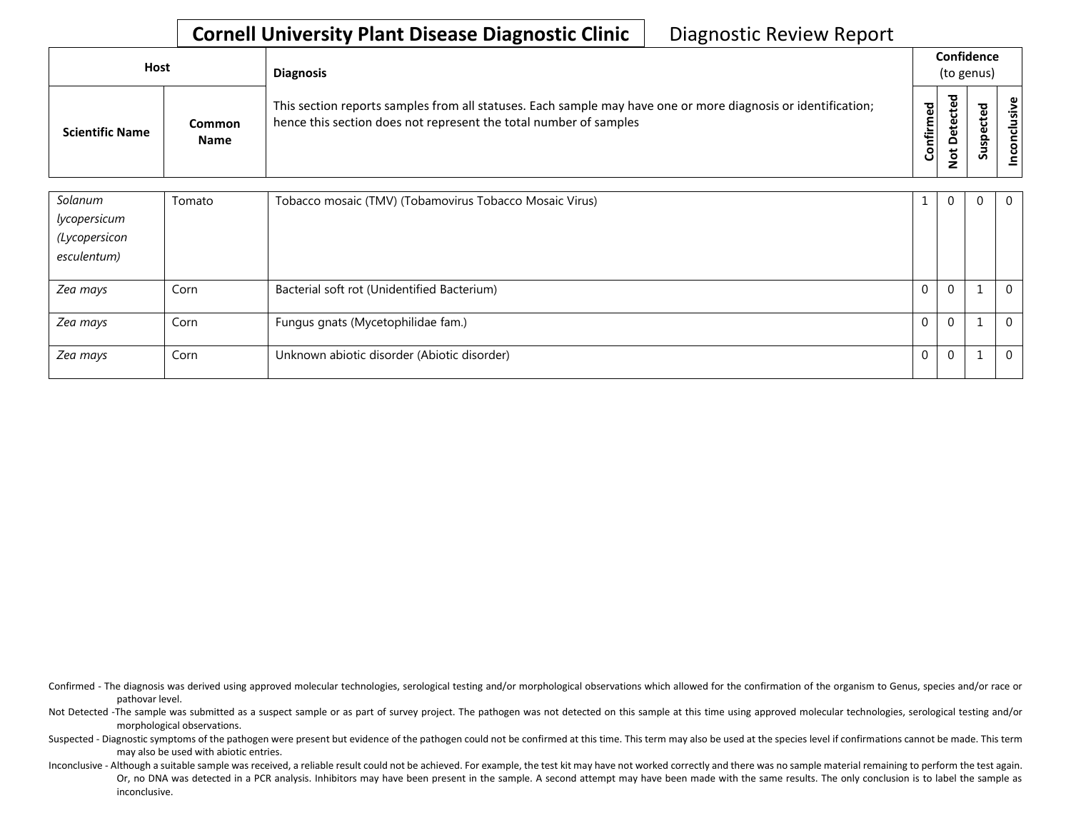**Cornell University Plant Disease Diagnostic Clinic** Diagnostic Review Report

| Host | | Diagnosis | Confidence (to genus) | | | |
|---|---|---|---|---|---|---|
| **Scientific Name** | **Common Name** | This section reports samples from all statuses. Each sample may have one or more diagnosis or identification; hence this section does not represent the total number of samples | **Confirmed** | **Not Detected** | **Suspected** | **Inconclusive** |
| *Solanum lycopersicum (Lycopersicon esculentum)* | Tomato | Tobacco mosaic (TMV) (Tobamovirus Tobacco Mosaic Virus) | 1 | 0 | 0 | 0 |
| *Zea mays* | Corn | Bacterial soft rot (Unidentified Bacterium) | 0 | 0 | 1 | 0 |
| *Zea mays* | Corn | Fungus gnats (Mycetophilidae fam.) | 0 | 0 | 1 | 0 |
| *Zea mays* | Corn | Unknown abiotic disorder (Abiotic disorder) | 0 | 0 | 1 | 0 |

Confirmed - The diagnosis was derived using approved molecular technologies, serological testing and/or morphological observations which allowed for the confirmation of the organism to Genus, species and/or race or pathovar level.

Not Detected -The sample was submitted as a suspect sample or as part of survey project. The pathogen was not detected on this sample at this time using approved molecular technologies, serological testing and/or morphological observations.

Suspected - Diagnostic symptoms of the pathogen were present but evidence of the pathogen could not be confirmed at this time. This term may also be used at the species level if confirmations cannot be made. This term may also be used with abiotic entries.

Inconclusive - Although a suitable sample was received, a reliable result could not be achieved. For example, the test kit may have not worked correctly and there was no sample material remaining to perform the test again. Or, no DNA was detected in a PCR analysis. Inhibitors may have been present in the sample. A second attempt may have been made with the same results. The only conclusion is to label the sample as inconclusive.